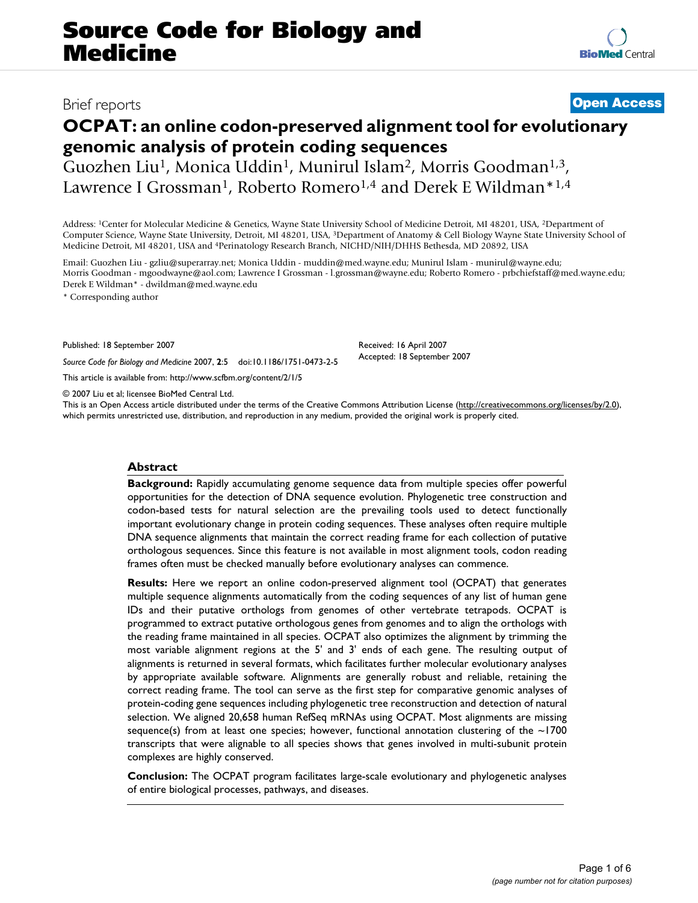Brief reports

**Open Access**

# OCPAT: an online codon-preserved alignment tool for evolutionary genomic analysis of protein coding sequences

Guozhen Liu[1], Monica Uddin[1], Munirul Islam[2], Morris Goodman[1,3], Lawrence I Grossman[1], Roberto Romero[1,4] and Derek E Wildman*[1,4]

Address: [1]Center for Molecular Medicine & Genetics, Wayne State University School of Medicine Detroit, MI 48201, USA, [2]Department of Computer Science, Wayne State University, Detroit, MI 48201, USA, [3]Department of Anatomy & Cell Biology Wayne State University School of Medicine Detroit, MI 48201, USA and [4]Perinatology Research Branch, NICHD/NIH/DHHS Bethesda, MD 20892, USA

Email: Guozhen Liu - gzliu@superarray.net; Monica Uddin - muddin@med.wayne.edu; Munirul Islam - munirul@wayne.edu; Morris Goodman - mgoodwayne@aol.com; Lawrence I Grossman - l.grossman@wayne.edu; Roberto Romero - prbchiefstaff@med.wayne.edu; Derek E Wildman* - dwildman@med.wayne.edu

* Corresponding author

Published: 18 September 2007

*Source Code for Biology and Medicine* 2007, **2**:5 doi:10.1186/1751-0473-2-5

This article is available from: http://www.scfbm.org/content/2/1/5

Received: 16 April 2007
Accepted: 18 September 2007

© 2007 Liu et al; licensee BioMed Central Ltd.
This is an Open Access article distributed under the terms of the Creative Commons Attribution License (http://creativecommons.org/licenses/by/2.0), which permits unrestricted use, distribution, and reproduction in any medium, provided the original work is properly cited.

## Abstract

**Background:** Rapidly accumulating genome sequence data from multiple species offer powerful opportunities for the detection of DNA sequence evolution. Phylogenetic tree construction and codon-based tests for natural selection are the prevailing tools used to detect functionally important evolutionary change in protein coding sequences. These analyses often require multiple DNA sequence alignments that maintain the correct reading frame for each collection of putative orthologous sequences. Since this feature is not available in most alignment tools, codon reading frames often must be checked manually before evolutionary analyses can commence.

**Results:** Here we report an online codon-preserved alignment tool (OCPAT) that generates multiple sequence alignments automatically from the coding sequences of any list of human gene IDs and their putative orthologs from genomes of other vertebrate tetrapods. OCPAT is programmed to extract putative orthologous genes from genomes and to align the orthologs with the reading frame maintained in all species. OCPAT also optimizes the alignment by trimming the most variable alignment regions at the 5' and 3' ends of each gene. The resulting output of alignments is returned in several formats, which facilitates further molecular evolutionary analyses by appropriate available software. Alignments are generally robust and reliable, retaining the correct reading frame. The tool can serve as the first step for comparative genomic analyses of protein-coding gene sequences including phylogenetic tree reconstruction and detection of natural selection. We aligned 20,658 human RefSeq mRNAs using OCPAT. Most alignments are missing sequence(s) from at least one species; however, functional annotation clustering of the ~1700 transcripts that were alignable to all species shows that genes involved in multi-subunit protein complexes are highly conserved.

**Conclusion:** The OCPAT program facilitates large-scale evolutionary and phylogenetic analyses of entire biological processes, pathways, and diseases.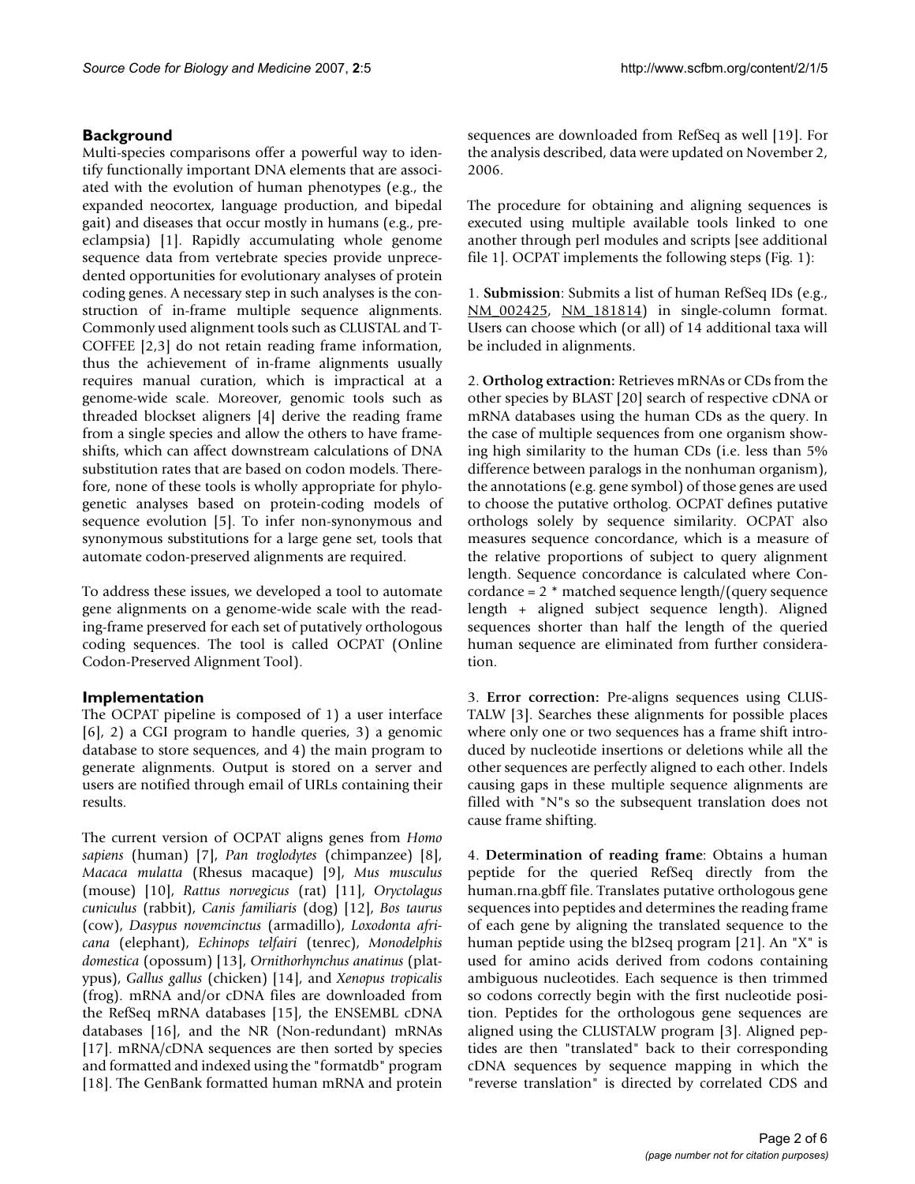## Background

Multi-species comparisons offer a powerful way to identify functionally important DNA elements that are associated with the evolution of human phenotypes (e.g., the expanded neocortex, language production, and bipedal gait) and diseases that occur mostly in humans (e.g., preeclampsia) [1]. Rapidly accumulating whole genome sequence data from vertebrate species provide unprecedented opportunities for evolutionary analyses of protein coding genes. A necessary step in such analyses is the construction of in-frame multiple sequence alignments. Commonly used alignment tools such as CLUSTAL and T-COFFEE [2,3] do not retain reading frame information, thus the achievement of in-frame alignments usually requires manual curation, which is impractical at a genome-wide scale. Moreover, genomic tools such as threaded blockset aligners [4] derive the reading frame from a single species and allow the others to have frameshifts, which can affect downstream calculations of DNA substitution rates that are based on codon models. Therefore, none of these tools is wholly appropriate for phylogenetic analyses based on protein-coding models of sequence evolution [5]. To infer non-synonymous and synonymous substitutions for a large gene set, tools that automate codon-preserved alignments are required.

To address these issues, we developed a tool to automate gene alignments on a genome-wide scale with the reading-frame preserved for each set of putatively orthologous coding sequences. The tool is called OCPAT (Online Codon-Preserved Alignment Tool).

## Implementation

The OCPAT pipeline is composed of 1) a user interface [6], 2) a CGI program to handle queries, 3) a genomic database to store sequences, and 4) the main program to generate alignments. Output is stored on a server and users are notified through email of URLs containing their results.

The current version of OCPAT aligns genes from *Homo sapiens* (human) [7], *Pan troglodytes* (chimpanzee) [8], *Macaca mulatta* (Rhesus macaque) [9], *Mus musculus* (mouse) [10], *Rattus norvegicus* (rat) [11], *Oryctolagus cuniculus* (rabbit), *Canis familiaris* (dog) [12], *Bos taurus* (cow), *Dasypus novemcinctus* (armadillo), *Loxodonta africana* (elephant), *Echinops telfairi* (tenrec), *Monodelphis domestica* (opossum) [13], *Ornithorhynchus anatinus* (platypus), *Gallus gallus* (chicken) [14], and *Xenopus tropicalis* (frog). mRNA and/or cDNA files are downloaded from the RefSeq mRNA databases [15], the ENSEMBL cDNA databases [16], and the NR (Non-redundant) mRNAs [17]. mRNA/cDNA sequences are then sorted by species and formatted and indexed using the "formatdb" program [18]. The GenBank formatted human mRNA and protein sequences are downloaded from RefSeq as well [19]. For the analysis described, data were updated on November 2, 2006.

The procedure for obtaining and aligning sequences is executed using multiple available tools linked to one another through perl modules and scripts [see additional file 1]. OCPAT implements the following steps (Fig. 1):

1. **Submission**: Submits a list of human RefSeq IDs (e.g., NM_002425, NM_181814) in single-column format. Users can choose which (or all) of 14 additional taxa will be included in alignments.

2. **Ortholog extraction:** Retrieves mRNAs or CDs from the other species by BLAST [20] search of respective cDNA or mRNA databases using the human CDs as the query. In the case of multiple sequences from one organism showing high similarity to the human CDs (i.e. less than 5% difference between paralogs in the nonhuman organism), the annotations (e.g. gene symbol) of those genes are used to choose the putative ortholog. OCPAT defines putative orthologs solely by sequence similarity. OCPAT also measures sequence concordance, which is a measure of the relative proportions of subject to query alignment length. Sequence concordance is calculated where Concordance = 2 * matched sequence length/(query sequence length + aligned subject sequence length). Aligned sequences shorter than half the length of the queried human sequence are eliminated from further consideration.

3. **Error correction:** Pre-aligns sequences using CLUSTALW [3]. Searches these alignments for possible places where only one or two sequences has a frame shift introduced by nucleotide insertions or deletions while all the other sequences are perfectly aligned to each other. Indels causing gaps in these multiple sequence alignments are filled with "N"s so the subsequent translation does not cause frame shifting.

4. **Determination of reading frame**: Obtains a human peptide for the queried RefSeq directly from the human.rna.gbff file. Translates putative orthologous gene sequences into peptides and determines the reading frame of each gene by aligning the translated sequence to the human peptide using the bl2seq program [21]. An "X" is used for amino acids derived from codons containing ambiguous nucleotides. Each sequence is then trimmed so codons correctly begin with the first nucleotide position. Peptides for the orthologous gene sequences are aligned using the CLUSTALW program [3]. Aligned peptides are then "translated" back to their corresponding cDNA sequences by sequence mapping in which the "reverse translation" is directed by correlated CDS and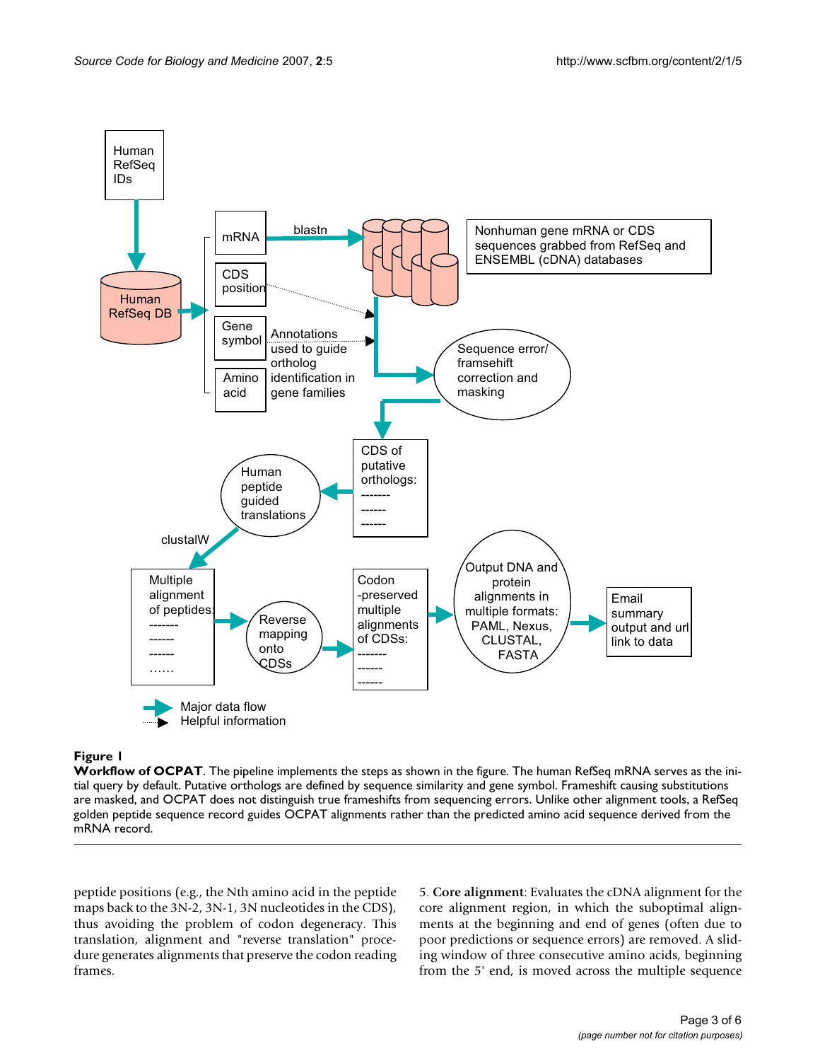**Figure 1**

**Workflow of OCPAT**. The pipeline implements the steps as shown in the figure. The human RefSeq mRNA serves as the initial query by default. Putative orthologs are defined by sequence similarity and gene symbol. Frameshift causing substitutions are masked, and OCPAT does not distinguish true frameshifts from sequencing errors. Unlike other alignment tools, a RefSeq golden peptide sequence record guides OCPAT alignments rather than the predicted amino acid sequence derived from the mRNA record.

peptide positions (e.g., the Nth amino acid in the peptide maps back to the 3N-2, 3N-1, 3N nucleotides in the CDS), thus avoiding the problem of codon degeneracy. This translation, alignment and "reverse translation" procedure generates alignments that preserve the codon reading frames.

5. **Core alignment**: Evaluates the cDNA alignment for the core alignment region, in which the suboptimal alignments at the beginning and end of genes (often due to poor predictions or sequence errors) are removed. A sliding window of three consecutive amino acids, beginning from the 5' end, is moved across the multiple sequence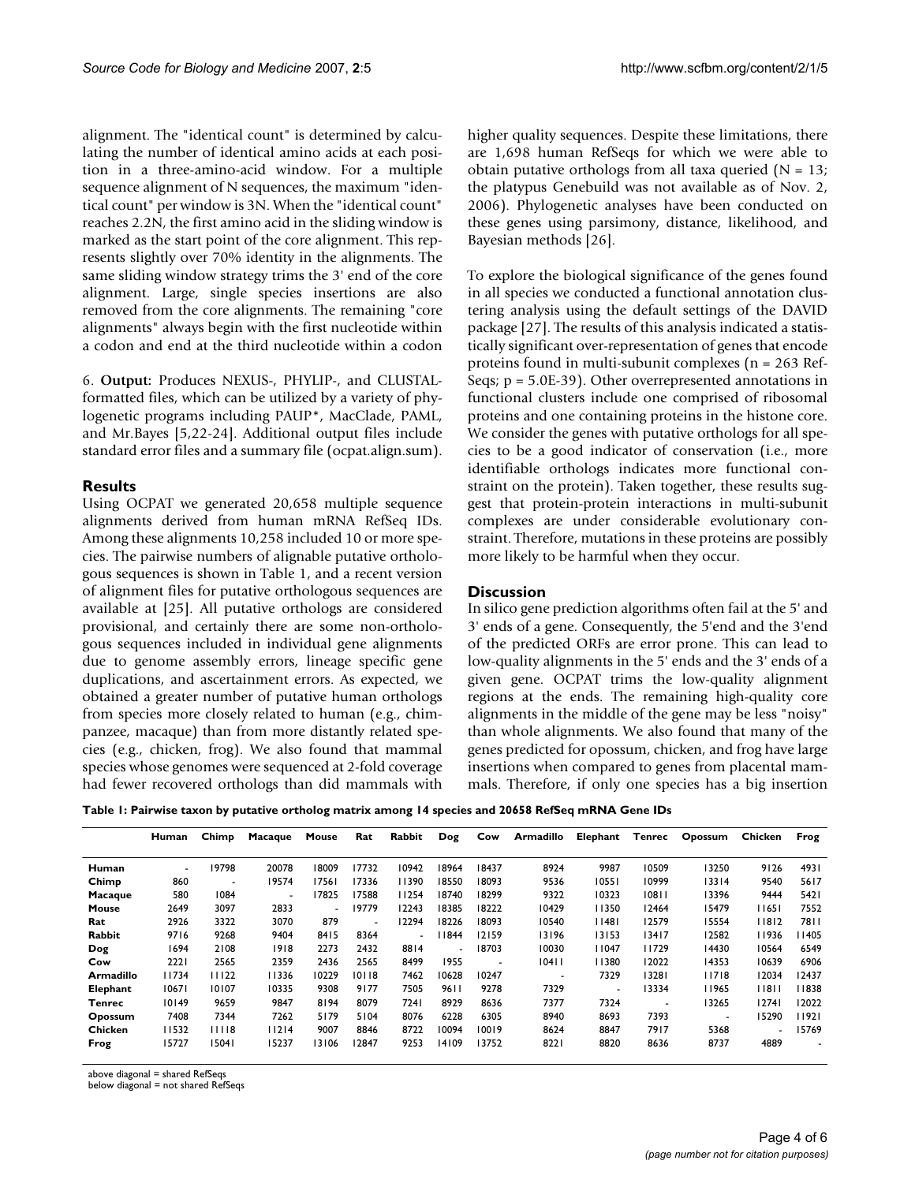alignment. The "identical count" is determined by calculating the number of identical amino acids at each position in a three-amino-acid window. For a multiple sequence alignment of N sequences, the maximum "identical count" per window is 3N. When the "identical count" reaches 2.2N, the first amino acid in the sliding window is marked as the start point of the core alignment. This represents slightly over 70% identity in the alignments. The same sliding window strategy trims the 3' end of the core alignment. Large, single species insertions are also removed from the core alignments. The remaining "core alignments" always begin with the first nucleotide within a codon and end at the third nucleotide within a codon

6. **Output:** Produces NEXUS-, PHYLIP-, and CLUSTAL-formatted files, which can be utilized by a variety of phylogenetic programs including PAUP*, MacClade, PAML, and Mr.Bayes [5,22-24]. Additional output files include standard error files and a summary file (ocpat.align.sum).

## Results

Using OCPAT we generated 20,658 multiple sequence alignments derived from human mRNA RefSeq IDs. Among these alignments 10,258 included 10 or more species. The pairwise numbers of alignable putative orthologous sequences is shown in Table 1, and a recent version of alignment files for putative orthologous sequences are available at [25]. All putative orthologs are considered provisional, and certainly there are some non-orthologous sequences included in individual gene alignments due to genome assembly errors, lineage specific gene duplications, and ascertainment errors. As expected, we obtained a greater number of putative human orthologs from species more closely related to human (e.g., chimpanzee, macaque) than from more distantly related species (e.g., chicken, frog). We also found that mammal species whose genomes were sequenced at 2-fold coverage had fewer recovered orthologs than did mammals with higher quality sequences. Despite these limitations, there are 1,698 human RefSeqs for which we were able to obtain putative orthologs from all taxa queried (N = 13; the platypus Genebuild was not available as of Nov. 2, 2006). Phylogenetic analyses have been conducted on these genes using parsimony, distance, likelihood, and Bayesian methods [26].

To explore the biological significance of the genes found in all species we conducted a functional annotation clustering analysis using the default settings of the DAVID package [27]. The results of this analysis indicated a statistically significant over-representation of genes that encode proteins found in multi-subunit complexes (n = 263 RefSeqs; p = 5.0E-39). Other overrepresented annotations in functional clusters include one comprised of ribosomal proteins and one containing proteins in the histone core. We consider the genes with putative orthologs for all species to be a good indicator of conservation (i.e., more identifiable orthologs indicates more functional constraint on the protein). Taken together, these results suggest that protein-protein interactions in multi-subunit complexes are under considerable evolutionary constraint. Therefore, mutations in these proteins are possibly more likely to be harmful when they occur.

## Discussion

In silico gene prediction algorithms often fail at the 5' and 3' ends of a gene. Consequently, the 5'end and the 3'end of the predicted ORFs are error prone. This can lead to low-quality alignments in the 5' ends and the 3' ends of a given gene. OCPAT trims the low-quality alignment regions at the ends. The remaining high-quality core alignments in the middle of the gene may be less "noisy" than whole alignments. We also found that many of the genes predicted for opossum, chicken, and frog have large insertions when compared to genes from placental mammals. Therefore, if only one species has a big insertion

**Table 1: Pairwise taxon by putative ortholog matrix among 14 species and 20658 RefSeq mRNA Gene IDs**

| | Human | Chimp | Macaque | Mouse | Rat | Rabbit | Dog | Cow | Armadillo | Elephant | Tenrec | Opossum | Chicken | Frog |
|---|---|---|---|---|---|---|---|---|---|---|---|---|---|---|
| **Human** | - | 19798 | 20078 | 18009 | 17732 | 10942 | 18964 | 18437 | 8924 | 9987 | 10509 | 13250 | 9126 | 4931 |
| **Chimp** | 860 | - | 19574 | 17561 | 17336 | 11390 | 18550 | 18093 | 9536 | 10551 | 10999 | 13314 | 9540 | 5617 |
| **Macaque** | 580 | 1084 | - | 17825 | 17588 | 11254 | 18740 | 18299 | 9322 | 10323 | 10811 | 13396 | 9444 | 5421 |
| **Mouse** | 2649 | 3097 | 2833 | - | 19779 | 12243 | 18385 | 18222 | 10429 | 11350 | 12464 | 15479 | 11651 | 7552 |
| **Rat** | 2926 | 3322 | 3070 | 879 | - | 12294 | 18226 | 18093 | 10540 | 11481 | 12579 | 15554 | 11812 | 7811 |
| **Rabbit** | 9716 | 9268 | 9404 | 8415 | 8364 | - | 11844 | 12159 | 13196 | 13153 | 13417 | 12582 | 11936 | 11405 |
| **Dog** | 1694 | 2108 | 1918 | 2273 | 2432 | 8814 | - | 18703 | 10030 | 11047 | 11729 | 14430 | 10564 | 6549 |
| **Cow** | 2221 | 2565 | 2359 | 2436 | 2565 | 8499 | 1955 | - | 10411 | 11380 | 12022 | 14353 | 10639 | 6906 |
| **Armadillo** | 11734 | 11122 | 11336 | 10229 | 10118 | 7462 | 10628 | 10247 | - | 7329 | 13281 | 11718 | 12034 | 12437 |
| **Elephant** | 10671 | 10107 | 10335 | 9308 | 9177 | 7505 | 9611 | 9278 | 7329 | - | 13334 | 11965 | 11811 | 11838 |
| **Tenrec** | 10149 | 9659 | 9847 | 8194 | 8079 | 7241 | 8929 | 8636 | 7377 | 7324 | - | 13265 | 12741 | 12022 |
| **Opossum** | 7408 | 7344 | 7262 | 5179 | 5104 | 8076 | 6228 | 6305 | 8940 | 8693 | 7393 | - | 15290 | 11921 |
| **Chicken** | 11532 | 11118 | 11214 | 9007 | 8846 | 8722 | 10094 | 10019 | 8624 | 8847 | 7917 | 5368 | - | 15769 |
| **Frog** | 15727 | 15041 | 15237 | 13106 | 12847 | 9253 | 14109 | 13752 | 8221 | 8820 | 8636 | 8737 | 4889 | - |

above diagonal = shared RefSeqs
below diagonal = not shared RefSeqs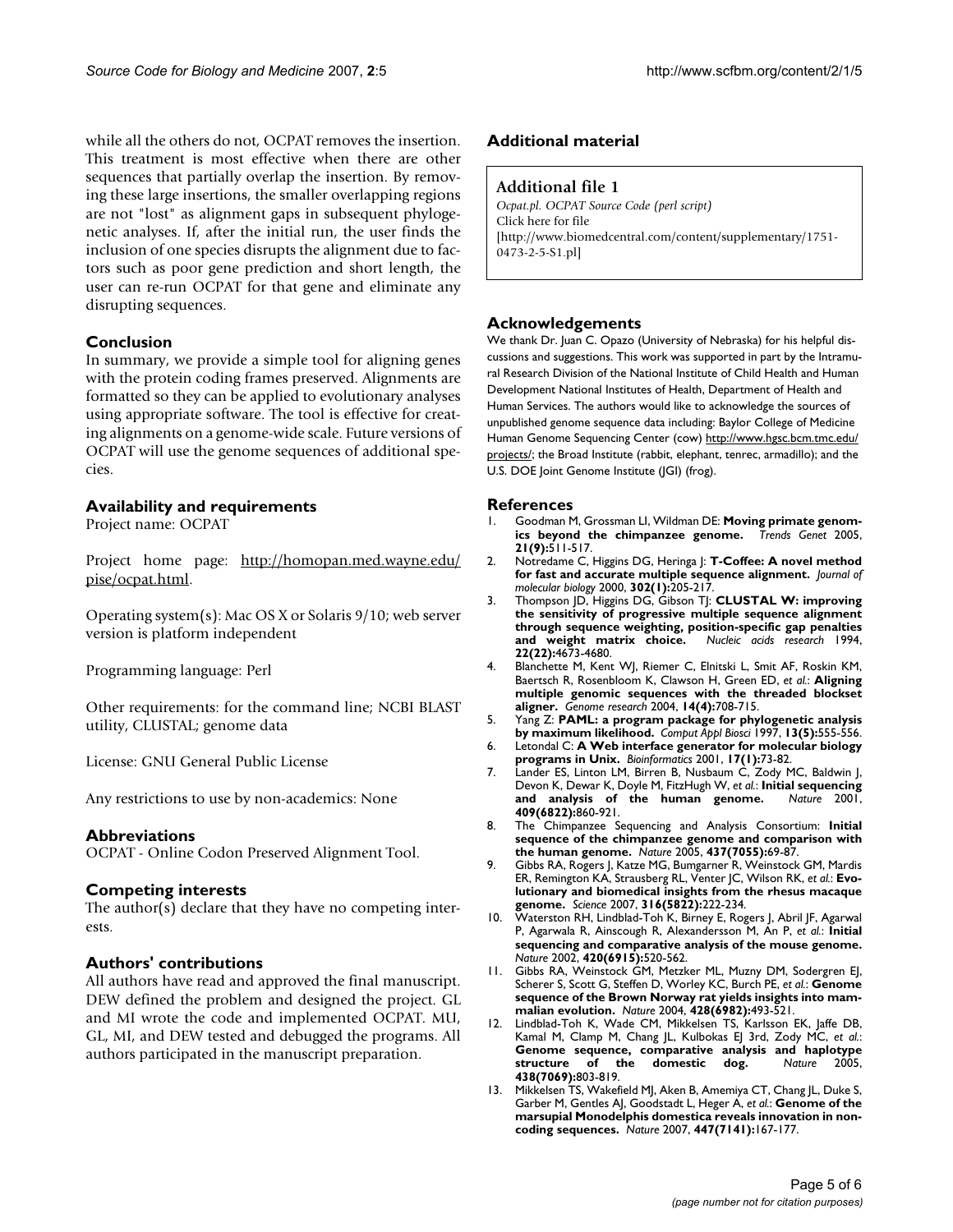while all the others do not, OCPAT removes the insertion. This treatment is most effective when there are other sequences that partially overlap the insertion. By removing these large insertions, the smaller overlapping regions are not "lost" as alignment gaps in subsequent phylogenetic analyses. If, after the initial run, the user finds the inclusion of one species disrupts the alignment due to factors such as poor gene prediction and short length, the user can re-run OCPAT for that gene and eliminate any disrupting sequences.

## Conclusion

In summary, we provide a simple tool for aligning genes with the protein coding frames preserved. Alignments are formatted so they can be applied to evolutionary analyses using appropriate software. The tool is effective for creating alignments on a genome-wide scale. Future versions of OCPAT will use the genome sequences of additional species.

## Availability and requirements

Project name: OCPAT

Project home page: http://homopan.med.wayne.edu/pise/ocpat.html.

Operating system(s): Mac OS X or Solaris 9/10; web server version is platform independent

Programming language: Perl

Other requirements: for the command line; NCBI BLAST utility, CLUSTAL; genome data

License: GNU General Public License

Any restrictions to use by non-academics: None

## Abbreviations

OCPAT - Online Codon Preserved Alignment Tool.

## Competing interests

The author(s) declare that they have no competing interests.

## Authors' contributions

All authors have read and approved the final manuscript. DEW defined the problem and designed the project. GL and MI wrote the code and implemented OCPAT. MU, GL, MI, and DEW tested and debugged the programs. All authors participated in the manuscript preparation.

## Additional material

### Additional file 1

*Ocpat.pl. OCPAT Source Code (perl script)*
Click here for file
[http://www.biomedcentral.com/content/supplementary/1751-0473-2-5-S1.pl]

## Acknowledgements

We thank Dr. Juan C. Opazo (University of Nebraska) for his helpful discussions and suggestions. This work was supported in part by the Intramural Research Division of the National Institute of Child Health and Human Development National Institutes of Health, Department of Health and Human Services. The authors would like to acknowledge the sources of unpublished genome sequence data including: Baylor College of Medicine Human Genome Sequencing Center (cow) http://www.hgsc.bcm.tmc.edu/projects/; the Broad Institute (rabbit, elephant, tenrec, armadillo); and the U.S. DOE Joint Genome Institute (JGI) (frog).

## References

1. Goodman M, Grossman LI, Wildman DE: **Moving primate genomics beyond the chimpanzee genome.** *Trends Genet* 2005, **21(9):**511-517.
2. Notredame C, Higgins DG, Heringa J: **T-Coffee: A novel method for fast and accurate multiple sequence alignment.** *Journal of molecular biology* 2000, **302(1):**205-217.
3. Thompson JD, Higgins DG, Gibson TJ: **CLUSTAL W: improving the sensitivity of progressive multiple sequence alignment through sequence weighting, position-specific gap penalties and weight matrix choice.** *Nucleic acids research* 1994, **22(22):**4673-4680.
4. Blanchette M, Kent WJ, Riemer C, Elnitski L, Smit AF, Roskin KM, Baertsch R, Rosenbloom K, Clawson H, Green ED, *et al.*: **Aligning multiple genomic sequences with the threaded blockset aligner.** *Genome research* 2004, **14(4):**708-715.
5. Yang Z: **PAML: a program package for phylogenetic analysis by maximum likelihood.** *Comput Appl Biosci* 1997, **13(5):**555-556.
6. Letondal C: **A Web interface generator for molecular biology programs in Unix.** *Bioinformatics* 2001, **17(1):**73-82.
7. Lander ES, Linton LM, Birren B, Nusbaum C, Zody MC, Baldwin J, Devon K, Dewar K, Doyle M, FitzHugh W, *et al.*: **Initial sequencing and analysis of the human genome.** *Nature* 2001, **409(6822):**860-921.
8. The Chimpanzee Sequencing and Analysis Consortium: **Initial sequence of the chimpanzee genome and comparison with the human genome.** *Nature* 2005, **437(7055):**69-87.
9. Gibbs RA, Rogers J, Katze MG, Bumgarner R, Weinstock GM, Mardis ER, Remington KA, Strausberg RL, Venter JC, Wilson RK, *et al.*: **Evolutionary and biomedical insights from the rhesus macaque genome.** *Science* 2007, **316(5822):**222-234.
10. Waterston RH, Lindblad-Toh K, Birney E, Rogers J, Abril JF, Agarwal P, Agarwala R, Ainscough R, Alexandersson M, An P, *et al.*: **Initial sequencing and comparative analysis of the mouse genome.** *Nature* 2002, **420(6915):**520-562.
11. Gibbs RA, Weinstock GM, Metzker ML, Muzny DM, Sodergren EJ, Scherer S, Scott G, Steffen D, Worley KC, Burch PE, *et al.*: **Genome sequence of the Brown Norway rat yields insights into mammalian evolution.** *Nature* 2004, **428(6982):**493-521.
12. Lindblad-Toh K, Wade CM, Mikkelsen TS, Karlsson EK, Jaffe DB, Kamal M, Clamp M, Chang JL, Kulbokas EJ 3rd, Zody MC, *et al.*: **Genome sequence, comparative analysis and haplotype structure of the domestic dog.** *Nature* 2005, **438(7069):**803-819.
13. Mikkelsen TS, Wakefield MJ, Aken B, Amemiya CT, Chang JL, Duke S, Garber M, Gentles AJ, Goodstadt L, Heger A, *et al.*: **Genome of the marsupial Monodelphis domestica reveals innovation in non-coding sequences.** *Nature* 2007, **447(7141):**167-177.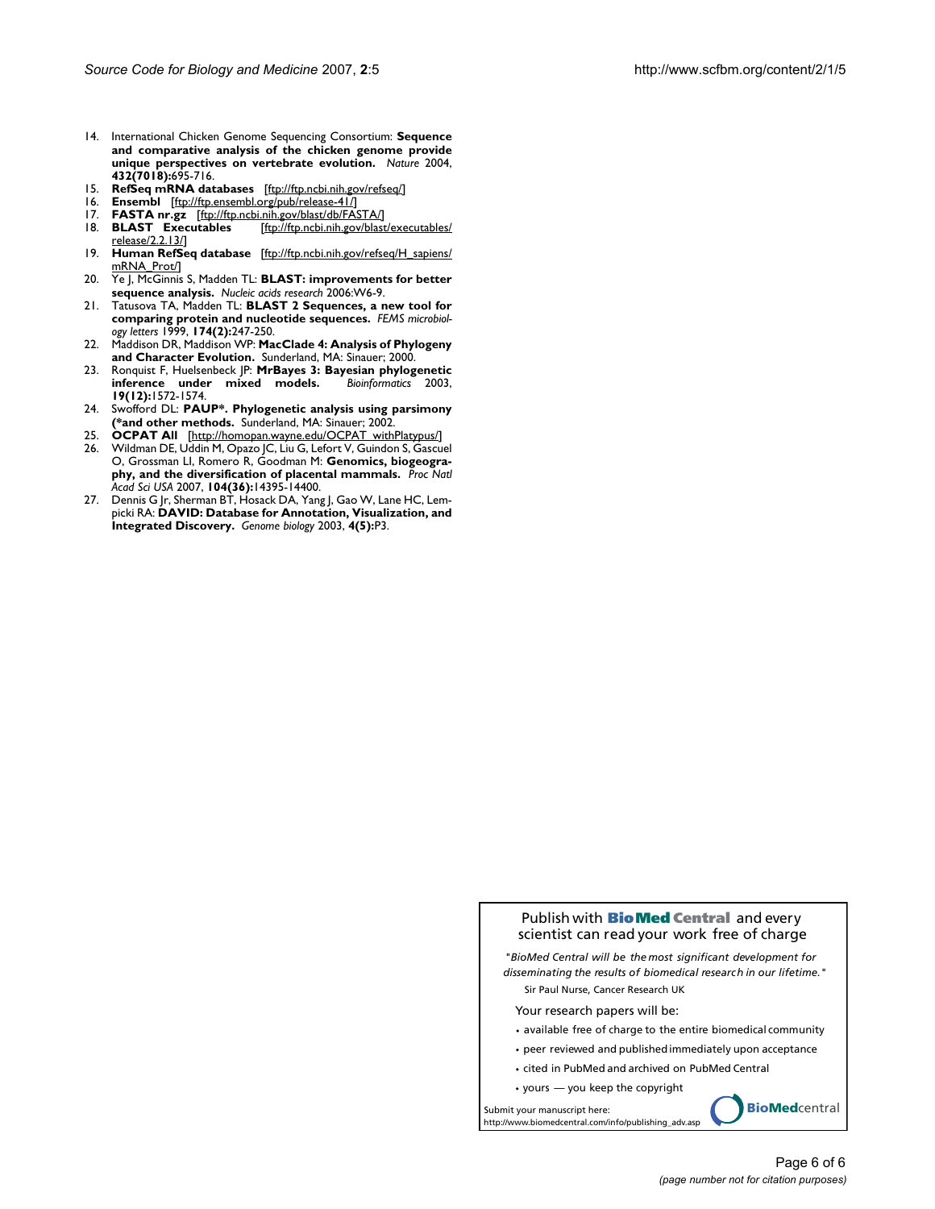14. International Chicken Genome Sequencing Consortium: **Sequence and comparative analysis of the chicken genome provide unique perspectives on vertebrate evolution.** *Nature* 2004, **432(7018):**695-716.
15. **RefSeq mRNA databases** [ftp://ftp.ncbi.nih.gov/refseq/]
16. **Ensembl** [ftp://ftp.ensembl.org/pub/release-41/]
17. **FASTA nr.gz** [ftp://ftp.ncbi.nih.gov/blast/db/FASTA/]
18. **BLAST Executables** [ftp://ftp.ncbi.nih.gov/blast/executables/release/2.2.13/]
19. **Human RefSeq database** [ftp://ftp.ncbi.nih.gov/refseq/H_sapiens/mRNA_Prot/]
20. Ye J, McGinnis S, Madden TL: **BLAST: improvements for better sequence analysis.** *Nucleic acids research* 2006:W6-9.
21. Tatusova TA, Madden TL: **BLAST 2 Sequences, a new tool for comparing protein and nucleotide sequences.** *FEMS microbiology letters* 1999, **174(2):**247-250.
22. Maddison DR, Maddison WP: **MacClade 4: Analysis of Phylogeny and Character Evolution.** Sunderland, MA: Sinauer; 2000.
23. Ronquist F, Huelsenbeck JP: **MrBayes 3: Bayesian phylogenetic inference under mixed models.** *Bioinformatics* 2003, **19(12):**1572-1574.
24. Swofford DL: **PAUP*. Phylogenetic analysis using parsimony (*and other methods.** Sunderland, MA: Sinauer; 2002.
25. **OCPAT All** [http://homopan.wayne.edu/OCPAT_withPlatypus/]
26. Wildman DE, Uddin M, Opazo JC, Liu G, Lefort V, Guindon S, Gascuel O, Grossman LI, Romero R, Goodman M: **Genomics, biogeography, and the diversification of placental mammals.** *Proc Natl Acad Sci USA* 2007, **104(36):**14395-14400.
27. Dennis G Jr, Sherman BT, Hosack DA, Yang J, Gao W, Lane HC, Lempicki RA: **DAVID: Database for Annotation, Visualization, and Integrated Discovery.** *Genome biology* 2003, **4(5):**P3.

Publish with **BioMed Central** and every scientist can read your work free of charge

*"BioMed Central will be the most significant development for disseminating the results of biomedical research in our lifetime."*

Sir Paul Nurse, Cancer Research UK

Your research papers will be:

- available free of charge to the entire biomedical community
- peer reviewed and published immediately upon acceptance
- cited in PubMed and archived on PubMed Central
- yours — you keep the copyright

Submit your manuscript here:
http://www.biomedcentral.com/info/publishing_adv.asp

**BioMed**central